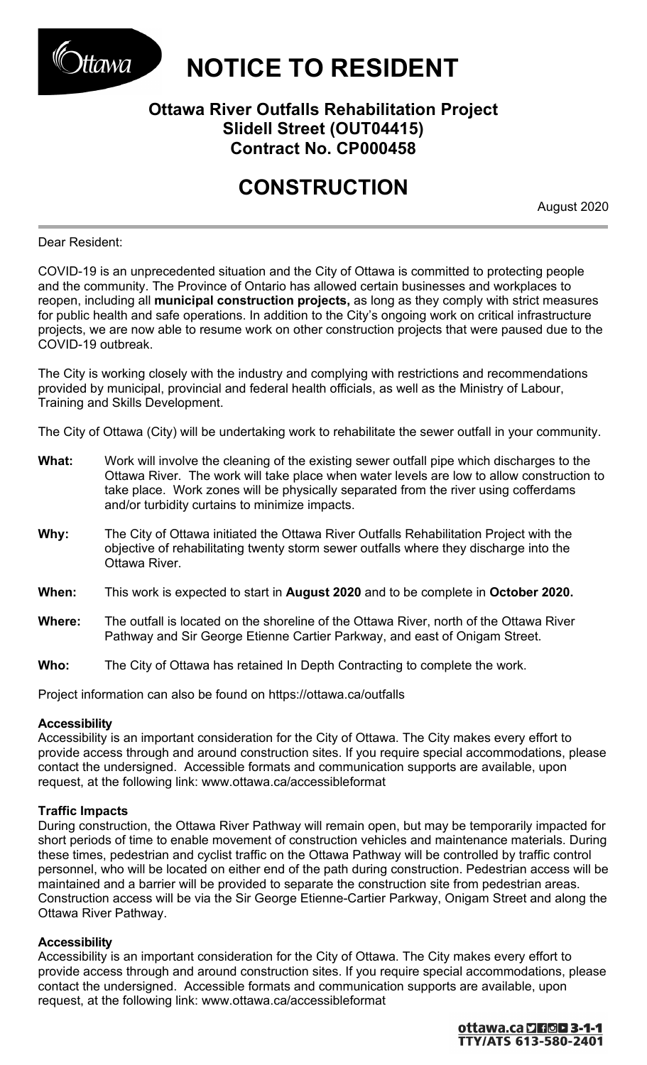# NOTICE TO RESIDENT

## Ottawa River Outfalls Rehabilitation Project
## Slidell Street (OUT04415)
## Contract No. CP000458

# CONSTRUCTION

August 2020

Dear Resident:

COVID-19 is an unprecedented situation and the City of Ottawa is committed to protecting people and the community. The Province of Ontario has allowed certain businesses and workplaces to reopen, including all **municipal construction projects,** as long as they comply with strict measures for public health and safe operations. In addition to the City's ongoing work on critical infrastructure projects, we are now able to resume work on other construction projects that were paused due to the COVID-19 outbreak.

The City is working closely with the industry and complying with restrictions and recommendations provided by municipal, provincial and federal health officials, as well as the Ministry of Labour, Training and Skills Development.

The City of Ottawa (City) will be undertaking work to rehabilitate the sewer outfall in your community.

**What:** Work will involve the cleaning of the existing sewer outfall pipe which discharges to the Ottawa River. The work will take place when water levels are low to allow construction to take place. Work zones will be physically separated from the river using cofferdams and/or turbidity curtains to minimize impacts.

**Why:** The City of Ottawa initiated the Ottawa River Outfalls Rehabilitation Project with the objective of rehabilitating twenty storm sewer outfalls where they discharge into the Ottawa River.

**When:** This work is expected to start in **August 2020** and to be complete in **October 2020.**

**Where:** The outfall is located on the shoreline of the Ottawa River, north of the Ottawa River Pathway and Sir George Etienne Cartier Parkway, and east of Onigam Street.

**Who:** The City of Ottawa has retained In Depth Contracting to complete the work.

Project information can also be found on https://ottawa.ca/outfalls

**Accessibility**
Accessibility is an important consideration for the City of Ottawa. The City makes every effort to provide access through and around construction sites. If you require special accommodations, please contact the undersigned. Accessible formats and communication supports are available, upon request, at the following link: www.ottawa.ca/accessibleformat

**Traffic Impacts**
During construction, the Ottawa River Pathway will remain open, but may be temporarily impacted for short periods of time to enable movement of construction vehicles and maintenance materials. During these times, pedestrian and cyclist traffic on the Ottawa Pathway will be controlled by traffic control personnel, who will be located on either end of the path during construction. Pedestrian access will be maintained and a barrier will be provided to separate the construction site from pedestrian areas. Construction access will be via the Sir George Etienne-Cartier Parkway, Onigam Street and along the Ottawa River Pathway.

**Accessibility**
Accessibility is an important consideration for the City of Ottawa. The City makes every effort to provide access through and around construction sites. If you require special accommodations, please contact the undersigned. Accessible formats and communication supports are available, upon request, at the following link: www.ottawa.ca/accessibleformat

ottawa.ca 3-1-1
TTY/ATS 613-580-2401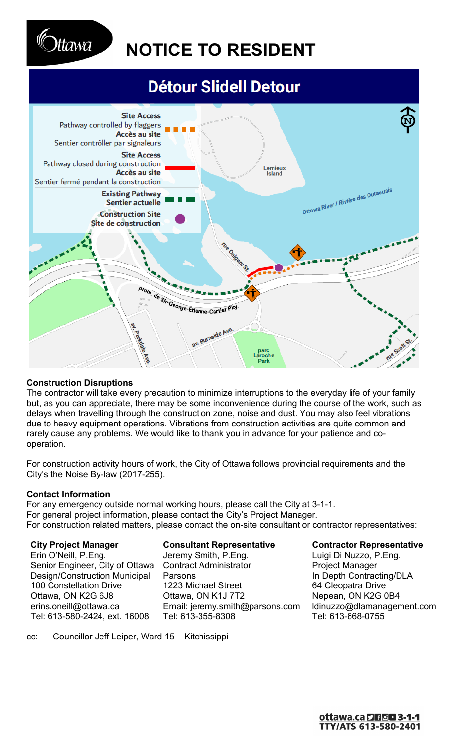# NOTICE TO RESIDENT

## Détour Slidell Detour

**Site Access**
Pathway controlled by flaggers
**Accès au site**
Sentier contrôller par signaleurs

**Site Access**
Pathway closed during construction
**Accès au site**
Sentier fermé pendant la construction

**Existing Pathway**
**Sentier actuelle**

**Construction Site**
**Site de construction**

Lemieux Island

Ottawa River / Rivière des Outaouais

rue Onigam St.

Prom. de Sir-George-Étienne-Cartier Pky.

av. Parkdale Ave.

av. Burnside Ave.

parc Laroche Park

rue Scott St.

**Construction Disruptions**

The contractor will take every precaution to minimize interruptions to the everyday life of your family but, as you can appreciate, there may be some inconvenience during the course of the work, such as delays when travelling through the construction zone, noise and dust. You may also feel vibrations due to heavy equipment operations. Vibrations from construction activities are quite common and rarely cause any problems. We would like to thank you in advance for your patience and co-operation.

For construction activity hours of work, the City of Ottawa follows provincial requirements and the City's the Noise By-law (2017-255).

**Contact Information**

For any emergency outside normal working hours, please call the City at 3-1-1.
For general project information, please contact the City's Project Manager.
For construction related matters, please contact the on-site consultant or contractor representatives:

**City Project Manager**
Erin O'Neill, P.Eng.
Senior Engineer, City of Ottawa
Design/Construction Municipal
100 Constellation Drive
Ottawa, ON K2G 6J8
erins.oneill@ottawa.ca
Tel: 613-580-2424, ext. 16008

**Consultant Representative**
Jeremy Smith, P.Eng.
Contract Administrator
Parsons
1223 Michael Street
Ottawa, ON K1J 7T2
Email: jeremy.smith@parsons.com
Tel: 613-355-8308

**Contractor Representative**
Luigi Di Nuzzo, P.Eng.
Project Manager
In Depth Contracting/DLA
64 Cleopatra Drive
Nepean, ON K2G 0B4
ldinuzzo@dlamanagement.com
Tel: 613-668-0755

cc: Councillor Jeff Leiper, Ward 15 – Kitchissippi

ottawa.ca 3-1-1
TTY/ATS 613-580-2401